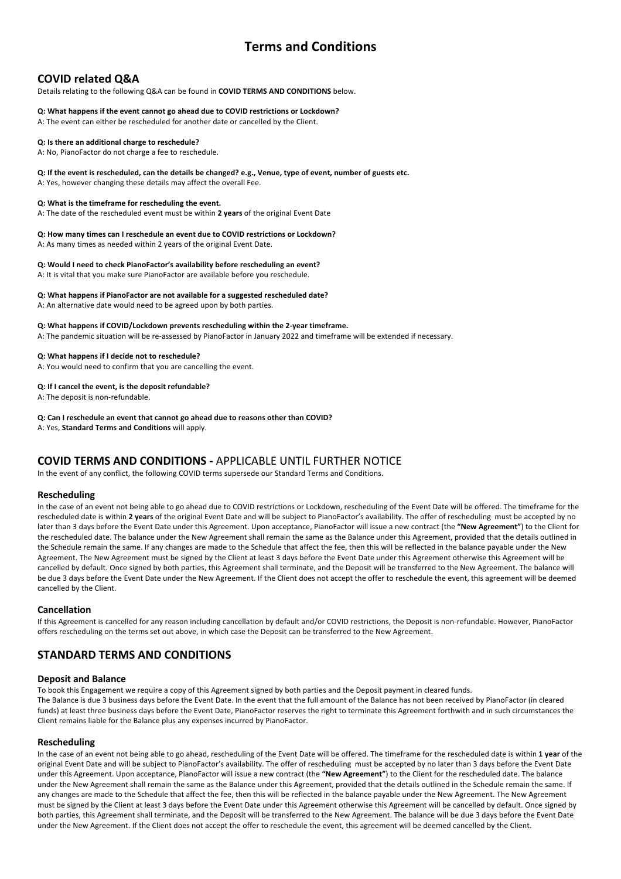# Terms and Conditions

## COVID related Q&A

Details relating to the following Q&A can be found in **COVID TERMS AND CONDITIONS** below.

**Q: What happens if the event cannot go ahead due to COVID restrictions or Lockdown?**
A: The event can either be rescheduled for another date or cancelled by the Client.

**Q: Is there an additional charge to reschedule?**
A: No, PianoFactor do not charge a fee to reschedule.

**Q: If the event is rescheduled, can the details be changed? e.g., Venue, type of event, number of guests etc.**
A: Yes, however changing these details may affect the overall Fee.

**Q: What is the timeframe for rescheduling the event.**
A: The date of the rescheduled event must be within **2 years** of the original Event Date

**Q: How many times can I reschedule an event due to COVID restrictions or Lockdown?**
A: As many times as needed within 2 years of the original Event Date.

**Q: Would I need to check PianoFactor's availability before rescheduling an event?**
A: It is vital that you make sure PianoFactor are available before you reschedule.

**Q: What happens if PianoFactor are not available for a suggested rescheduled date?**
A: An alternative date would need to be agreed upon by both parties.

**Q: What happens if COVID/Lockdown prevents rescheduling within the 2-year timeframe.**
A: The pandemic situation will be re-assessed by PianoFactor in January 2022 and timeframe will be extended if necessary.

**Q: What happens if I decide not to reschedule?**
A: You would need to confirm that you are cancelling the event.

**Q: If I cancel the event, is the deposit refundable?**
A: The deposit is non-refundable.

**Q: Can I reschedule an event that cannot go ahead due to reasons other than COVID?**
A: Yes, **Standard Terms and Conditions** will apply.

## COVID TERMS AND CONDITIONS - APPLICABLE UNTIL FURTHER NOTICE

In the event of any conflict, the following COVID terms supersede our Standard Terms and Conditions.

### Rescheduling

In the case of an event not being able to go ahead due to COVID restrictions or Lockdown, rescheduling of the Event Date will be offered. The timeframe for the rescheduled date is within **2 years** of the original Event Date and will be subject to PianoFactor's availability. The offer of rescheduling must be accepted by no later than 3 days before the Event Date under this Agreement. Upon acceptance, PianoFactor will issue a new contract (the **"New Agreement"**) to the Client for the rescheduled date. The balance under the New Agreement shall remain the same as the Balance under this Agreement, provided that the details outlined in the Schedule remain the same. If any changes are made to the Schedule that affect the fee, then this will be reflected in the balance payable under the New Agreement. The New Agreement must be signed by the Client at least 3 days before the Event Date under this Agreement otherwise this Agreement will be cancelled by default. Once signed by both parties, this Agreement shall terminate, and the Deposit will be transferred to the New Agreement. The balance will be due 3 days before the Event Date under the New Agreement. If the Client does not accept the offer to reschedule the event, this agreement will be deemed cancelled by the Client.

### Cancellation

If this Agreement is cancelled for any reason including cancellation by default and/or COVID restrictions, the Deposit is non-refundable. However, PianoFactor offers rescheduling on the terms set out above, in which case the Deposit can be transferred to the New Agreement.

## STANDARD TERMS AND CONDITIONS

### Deposit and Balance

To book this Engagement we require a copy of this Agreement signed by both parties and the Deposit payment in cleared funds.
The Balance is due 3 business days before the Event Date. In the event that the full amount of the Balance has not been received by PianoFactor (in cleared funds) at least three business days before the Event Date, PianoFactor reserves the right to terminate this Agreement forthwith and in such circumstances the Client remains liable for the Balance plus any expenses incurred by PianoFactor.

### Rescheduling

In the case of an event not being able to go ahead, rescheduling of the Event Date will be offered. The timeframe for the rescheduled date is within **1 year** of the original Event Date and will be subject to PianoFactor's availability. The offer of rescheduling must be accepted by no later than 3 days before the Event Date under this Agreement. Upon acceptance, PianoFactor will issue a new contract (the **"New Agreement"**) to the Client for the rescheduled date. The balance under the New Agreement shall remain the same as the Balance under this Agreement, provided that the details outlined in the Schedule remain the same. If any changes are made to the Schedule that affect the fee, then this will be reflected in the balance payable under the New Agreement. The New Agreement must be signed by the Client at least 3 days before the Event Date under this Agreement otherwise this Agreement will be cancelled by default. Once signed by both parties, this Agreement shall terminate, and the Deposit will be transferred to the New Agreement. The balance will be due 3 days before the Event Date under the New Agreement. If the Client does not accept the offer to reschedule the event, this agreement will be deemed cancelled by the Client.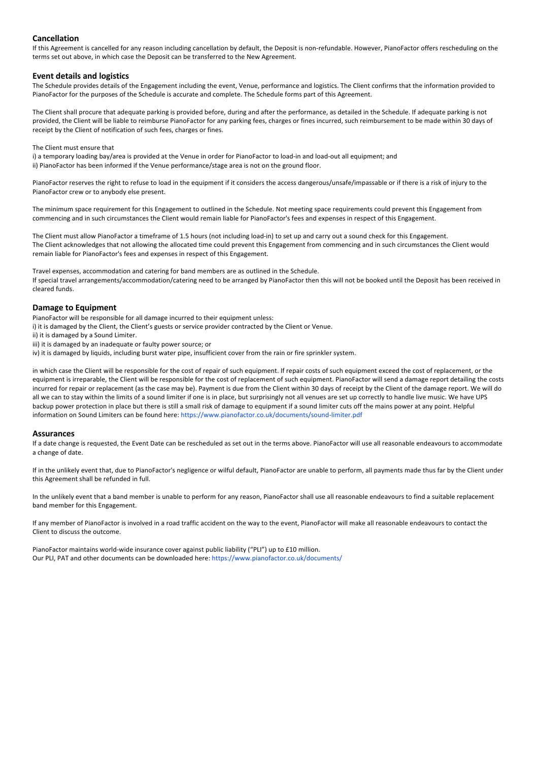## Cancellation

If this Agreement is cancelled for any reason including cancellation by default, the Deposit is non-refundable. However, PianoFactor offers rescheduling on the terms set out above, in which case the Deposit can be transferred to the New Agreement.

## Event details and logistics

The Schedule provides details of the Engagement including the event, Venue, performance and logistics. The Client confirms that the information provided to PianoFactor for the purposes of the Schedule is accurate and complete. The Schedule forms part of this Agreement.

The Client shall procure that adequate parking is provided before, during and after the performance, as detailed in the Schedule. If adequate parking is not provided, the Client will be liable to reimburse PianoFactor for any parking fees, charges or fines incurred, such reimbursement to be made within 30 days of receipt by the Client of notification of such fees, charges or fines.

The Client must ensure that
i) a temporary loading bay/area is provided at the Venue in order for PianoFactor to load-in and load-out all equipment; and
ii) PianoFactor has been informed if the Venue performance/stage area is not on the ground floor.

PianoFactor reserves the right to refuse to load in the equipment if it considers the access dangerous/unsafe/impassable or if there is a risk of injury to the PianoFactor crew or to anybody else present.

The minimum space requirement for this Engagement to outlined in the Schedule. Not meeting space requirements could prevent this Engagement from commencing and in such circumstances the Client would remain liable for PianoFactor's fees and expenses in respect of this Engagement.

The Client must allow PianoFactor a timeframe of 1.5 hours (not including load-in) to set up and carry out a sound check for this Engagement.
The Client acknowledges that not allowing the allocated time could prevent this Engagement from commencing and in such circumstances the Client would remain liable for PianoFactor's fees and expenses in respect of this Engagement.

Travel expenses, accommodation and catering for band members are as outlined in the Schedule.
If special travel arrangements/accommodation/catering need to be arranged by PianoFactor then this will not be booked until the Deposit has been received in cleared funds.

## Damage to Equipment

PianoFactor will be responsible for all damage incurred to their equipment unless:
i) it is damaged by the Client, the Client's guests or service provider contracted by the Client or Venue.
ii) it is damaged by a Sound Limiter.
iii) it is damaged by an inadequate or faulty power source; or
iv) it is damaged by liquids, including burst water pipe, insufficient cover from the rain or fire sprinkler system.

in which case the Client will be responsible for the cost of repair of such equipment. If repair costs of such equipment exceed the cost of replacement, or the equipment is irreparable, the Client will be responsible for the cost of replacement of such equipment. PianoFactor will send a damage report detailing the costs incurred for repair or replacement (as the case may be). Payment is due from the Client within 30 days of receipt by the Client of the damage report. We will do all we can to stay within the limits of a sound limiter if one is in place, but surprisingly not all venues are set up correctly to handle live music. We have UPS backup power protection in place but there is still a small risk of damage to equipment if a sound limiter cuts off the mains power at any point. Helpful information on Sound Limiters can be found here: https://www.pianofactor.co.uk/documents/sound-limiter.pdf

## Assurances

If a date change is requested, the Event Date can be rescheduled as set out in the terms above. PianoFactor will use all reasonable endeavours to accommodate a change of date.

If in the unlikely event that, due to PianoFactor's negligence or wilful default, PianoFactor are unable to perform, all payments made thus far by the Client under this Agreement shall be refunded in full.

In the unlikely event that a band member is unable to perform for any reason, PianoFactor shall use all reasonable endeavours to find a suitable replacement band member for this Engagement.

If any member of PianoFactor is involved in a road traffic accident on the way to the event, PianoFactor will make all reasonable endeavours to contact the Client to discuss the outcome.

PianoFactor maintains world-wide insurance cover against public liability ("PLI") up to £10 million.
Our PLI, PAT and other documents can be downloaded here: https://www.pianofactor.co.uk/documents/